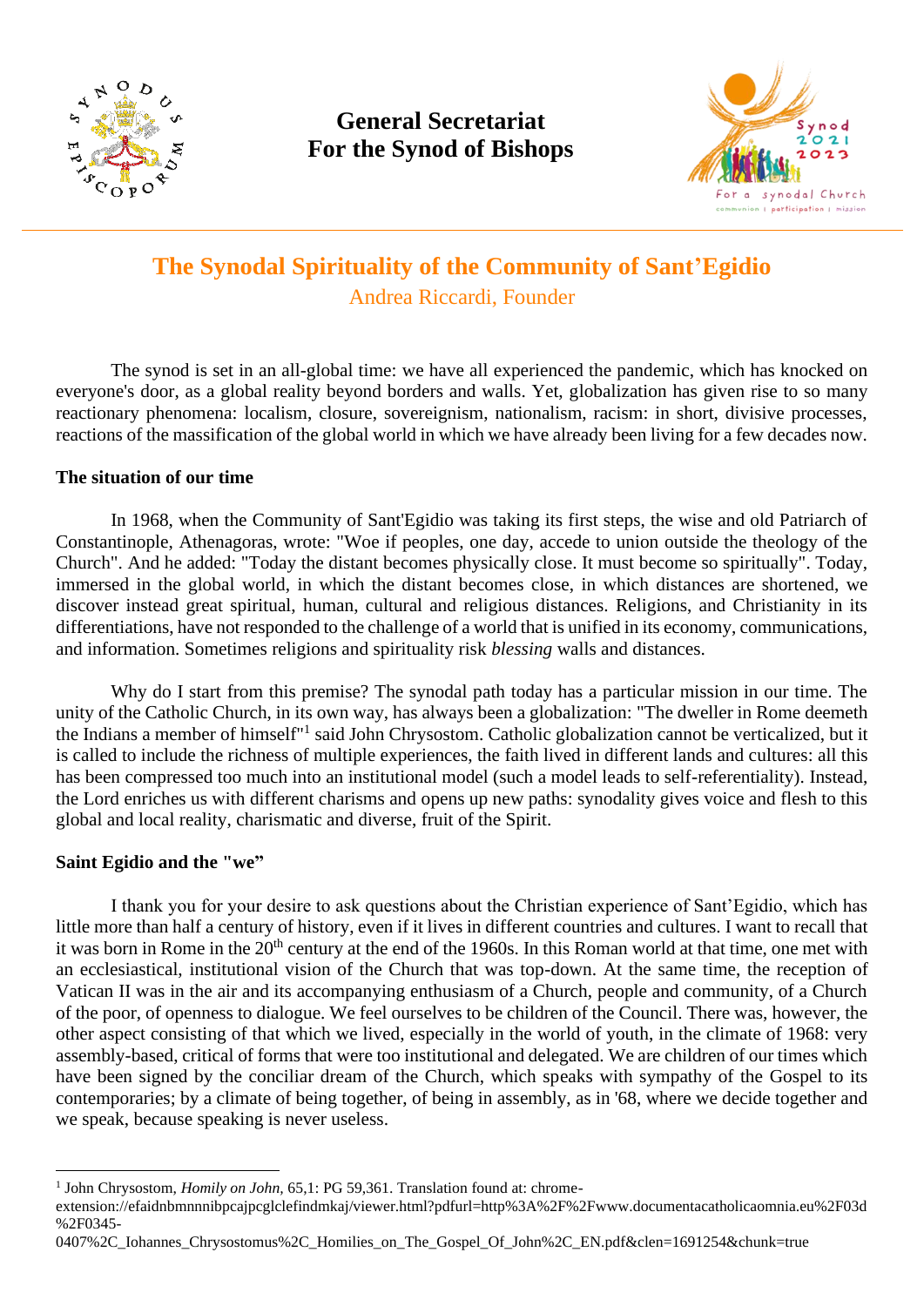**General Secretariat**
**For the Synod of Bishops**

# The Synodal Spirituality of the Community of Sant'Egidio

Andrea Riccardi, Founder

The synod is set in an all-global time: we have all experienced the pandemic, which has knocked on everyone's door, as a global reality beyond borders and walls. Yet, globalization has given rise to so many reactionary phenomena: localism, closure, sovereignism, nationalism, racism: in short, divisive processes, reactions of the massification of the global world in which we have already been living for a few decades now.

## The situation of our time

In 1968, when the Community of Sant'Egidio was taking its first steps, the wise and old Patriarch of Constantinople, Athenagoras, wrote: "Woe if peoples, one day, accede to union outside the theology of the Church". And he added: "Today the distant becomes physically close. It must become so spiritually". Today, immersed in the global world, in which the distant becomes close, in which distances are shortened, we discover instead great spiritual, human, cultural and religious distances. Religions, and Christianity in its differentiations, have not responded to the challenge of a world that is unified in its economy, communications, and information. Sometimes religions and spirituality risk *blessing* walls and distances.

Why do I start from this premise? The synodal path today has a particular mission in our time. The unity of the Catholic Church, in its own way, has always been a globalization: "The dweller in Rome deemeth the Indians a member of himself"[1] said John Chrysostom. Catholic globalization cannot be verticalized, but it is called to include the richness of multiple experiences, the faith lived in different lands and cultures: all this has been compressed too much into an institutional model (such a model leads to self-referentiality). Instead, the Lord enriches us with different charisms and opens up new paths: synodality gives voice and flesh to this global and local reality, charismatic and diverse, fruit of the Spirit.

## Saint Egidio and the "we"

I thank you for your desire to ask questions about the Christian experience of Sant'Egidio, which has little more than half a century of history, even if it lives in different countries and cultures. I want to recall that it was born in Rome in the 20th century at the end of the 1960s. In this Roman world at that time, one met with an ecclesiastical, institutional vision of the Church that was top-down. At the same time, the reception of Vatican II was in the air and its accompanying enthusiasm of a Church, people and community, of a Church of the poor, of openness to dialogue. We feel ourselves to be children of the Council. There was, however, the other aspect consisting of that which we lived, especially in the world of youth, in the climate of 1968: very assembly-based, critical of forms that were too institutional and delegated. We are children of our times which have been signed by the conciliar dream of the Church, which speaks with sympathy of the Gospel to its contemporaries; by a climate of being together, of being in assembly, as in '68, where we decide together and we speak, because speaking is never useless.

---

[1] John Chrysostom, *Homily on John*, 65,1: PG 59,361. Translation found at: chrome-extension://efaidnbmnnnibpcajpcglclefindmkaj/viewer.html?pdfurl=http%3A%2F%2Fwww.documentacatholicaomnia.eu%2F03d%2F0345-0407%2C_Iohannes_Chrysostomus%2C_Homilies_on_The_Gospel_Of_John%2C_EN.pdf&clen=1691254&chunk=true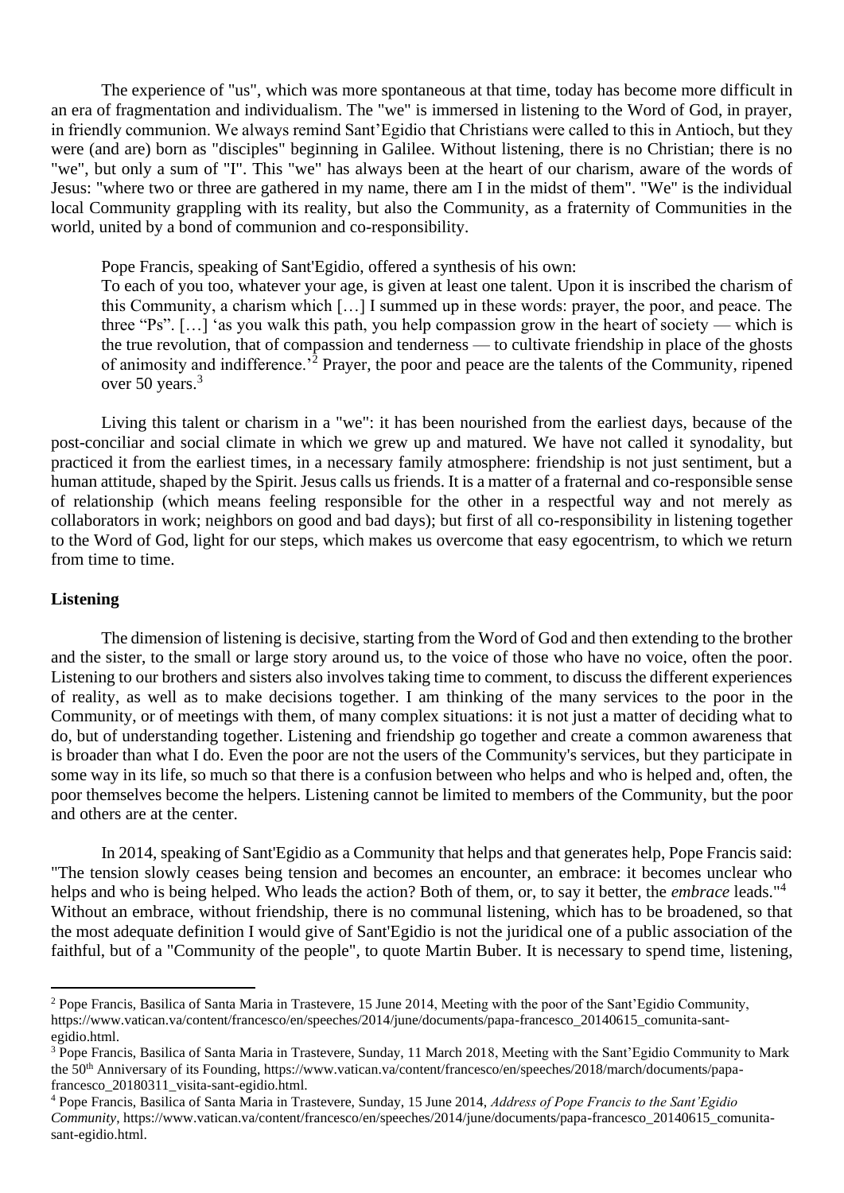The experience of "us", which was more spontaneous at that time, today has become more difficult in an era of fragmentation and individualism. The "we" is immersed in listening to the Word of God, in prayer, in friendly communion. We always remind Sant'Egidio that Christians were called to this in Antioch, but they were (and are) born as "disciples" beginning in Galilee. Without listening, there is no Christian; there is no "we", but only a sum of "I". This "we" has always been at the heart of our charism, aware of the words of Jesus: "where two or three are gathered in my name, there am I in the midst of them". "We" is the individual local Community grappling with its reality, but also the Community, as a fraternity of Communities in the world, united by a bond of communion and co-responsibility.

Pope Francis, speaking of Sant'Egidio, offered a synthesis of his own:

> To each of you too, whatever your age, is given at least one talent. Upon it is inscribed the charism of this Community, a charism which […] I summed up in these words: prayer, the poor, and peace. The three "Ps". […] 'as you walk this path, you help compassion grow in the heart of society — which is the true revolution, that of compassion and tenderness — to cultivate friendship in place of the ghosts of animosity and indifference.'[2] Prayer, the poor and peace are the talents of the Community, ripened over 50 years.[3]

Living this talent or charism in a "we": it has been nourished from the earliest days, because of the post-conciliar and social climate in which we grew up and matured. We have not called it synodality, but practiced it from the earliest times, in a necessary family atmosphere: friendship is not just sentiment, but a human attitude, shaped by the Spirit. Jesus calls us friends. It is a matter of a fraternal and co-responsible sense of relationship (which means feeling responsible for the other in a respectful way and not merely as collaborators in work; neighbors on good and bad days); but first of all co-responsibility in listening together to the Word of God, light for our steps, which makes us overcome that easy egocentrism, to which we return from time to time.

**Listening**

The dimension of listening is decisive, starting from the Word of God and then extending to the brother and the sister, to the small or large story around us, to the voice of those who have no voice, often the poor. Listening to our brothers and sisters also involves taking time to comment, to discuss the different experiences of reality, as well as to make decisions together. I am thinking of the many services to the poor in the Community, or of meetings with them, of many complex situations: it is not just a matter of deciding what to do, but of understanding together. Listening and friendship go together and create a common awareness that is broader than what I do. Even the poor are not the users of the Community's services, but they participate in some way in its life, so much so that there is a confusion between who helps and who is helped and, often, the poor themselves become the helpers. Listening cannot be limited to members of the Community, but the poor and others are at the center.

In 2014, speaking of Sant'Egidio as a Community that helps and that generates help, Pope Francis said: "The tension slowly ceases being tension and becomes an encounter, an embrace: it becomes unclear who helps and who is being helped. Who leads the action? Both of them, or, to say it better, the *embrace* leads."[4] Without an embrace, without friendship, there is no communal listening, which has to be broadened, so that the most adequate definition I would give of Sant'Egidio is not the juridical one of a public association of the faithful, but of a "Community of the people", to quote Martin Buber. It is necessary to spend time, listening,

---

[2] Pope Francis, Basilica of Santa Maria in Trastevere, 15 June 2014, Meeting with the poor of the Sant'Egidio Community, https://www.vatican.va/content/francesco/en/speeches/2014/june/documents/papa-francesco_20140615_comunita-sant-egidio.html.

[3] Pope Francis, Basilica of Santa Maria in Trastevere, Sunday, 11 March 2018, Meeting with the Sant'Egidio Community to Mark the 50th Anniversary of its Founding, https://www.vatican.va/content/francesco/en/speeches/2018/march/documents/papa-francesco_20180311_visita-sant-egidio.html.

[4] Pope Francis, Basilica of Santa Maria in Trastevere, Sunday, 15 June 2014, *Address of Pope Francis to the Sant'Egidio Community*, https://www.vatican.va/content/francesco/en/speeches/2014/june/documents/papa-francesco_20140615_comunita-sant-egidio.html.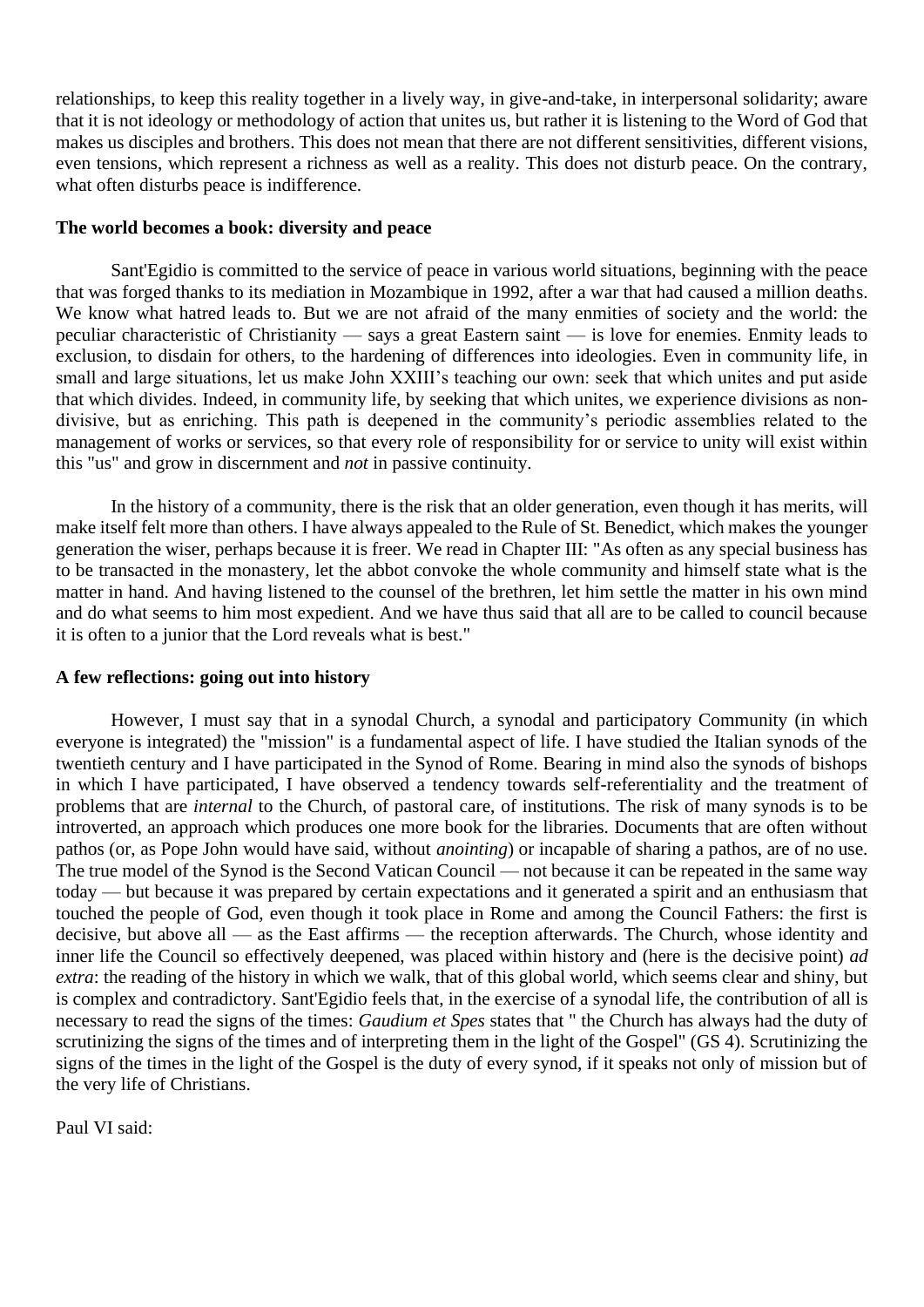relationships, to keep this reality together in a lively way, in give-and-take, in interpersonal solidarity; aware that it is not ideology or methodology of action that unites us, but rather it is listening to the Word of God that makes us disciples and brothers. This does not mean that there are not different sensitivities, different visions, even tensions, which represent a richness as well as a reality. This does not disturb peace. On the contrary, what often disturbs peace is indifference.

**The world becomes a book: diversity and peace**

Sant'Egidio is committed to the service of peace in various world situations, beginning with the peace that was forged thanks to its mediation in Mozambique in 1992, after a war that had caused a million deaths. We know what hatred leads to. But we are not afraid of the many enmities of society and the world: the peculiar characteristic of Christianity — says a great Eastern saint — is love for enemies. Enmity leads to exclusion, to disdain for others, to the hardening of differences into ideologies. Even in community life, in small and large situations, let us make John XXIII's teaching our own: seek that which unites and put aside that which divides. Indeed, in community life, by seeking that which unites, we experience divisions as non-divisive, but as enriching. This path is deepened in the community's periodic assemblies related to the management of works or services, so that every role of responsibility for or service to unity will exist within this "us" and grow in discernment and *not* in passive continuity.

In the history of a community, there is the risk that an older generation, even though it has merits, will make itself felt more than others. I have always appealed to the Rule of St. Benedict, which makes the younger generation the wiser, perhaps because it is freer. We read in Chapter III: "As often as any special business has to be transacted in the monastery, let the abbot convoke the whole community and himself state what is the matter in hand. And having listened to the counsel of the brethren, let him settle the matter in his own mind and do what seems to him most expedient. And we have thus said that all are to be called to council because it is often to a junior that the Lord reveals what is best."

**A few reflections: going out into history**

However, I must say that in a synodal Church, a synodal and participatory Community (in which everyone is integrated) the "mission" is a fundamental aspect of life. I have studied the Italian synods of the twentieth century and I have participated in the Synod of Rome. Bearing in mind also the synods of bishops in which I have participated, I have observed a tendency towards self-referentiality and the treatment of problems that are *internal* to the Church, of pastoral care, of institutions. The risk of many synods is to be introverted, an approach which produces one more book for the libraries. Documents that are often without pathos (or, as Pope John would have said, without *anointing*) or incapable of sharing a pathos, are of no use. The true model of the Synod is the Second Vatican Council — not because it can be repeated in the same way today — but because it was prepared by certain expectations and it generated a spirit and an enthusiasm that touched the people of God, even though it took place in Rome and among the Council Fathers: the first is decisive, but above all — as the East affirms — the reception afterwards. The Church, whose identity and inner life the Council so effectively deepened, was placed within history and (here is the decisive point) *ad extra*: the reading of the history in which we walk, that of this global world, which seems clear and shiny, but is complex and contradictory. Sant'Egidio feels that, in the exercise of a synodal life, the contribution of all is necessary to read the signs of the times: *Gaudium et Spes* states that " the Church has always had the duty of scrutinizing the signs of the times and of interpreting them in the light of the Gospel" (GS 4). Scrutinizing the signs of the times in the light of the Gospel is the duty of every synod, if it speaks not only of mission but of the very life of Christians.

Paul VI said: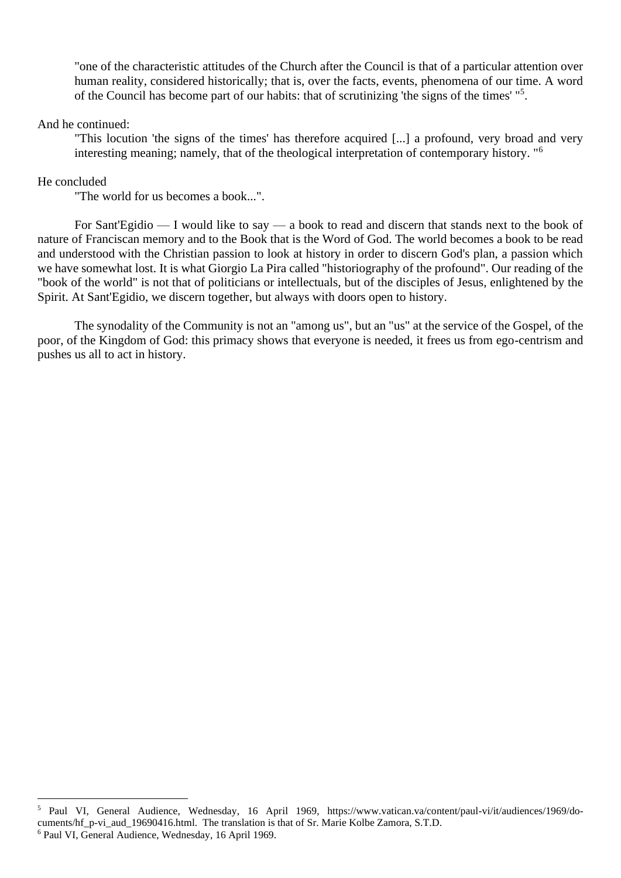> "one of the characteristic attitudes of the Church after the Council is that of a particular attention over human reality, considered historically; that is, over the facts, events, phenomena of our time. A word of the Council has become part of our habits: that of scrutinizing 'the signs of the times' "[5].

And he continued:

> "This locution 'the signs of the times' has therefore acquired [...] a profound, very broad and very interesting meaning; namely, that of the theological interpretation of contemporary history. "[6]

He concluded

> "The world for us becomes a book...".

For Sant'Egidio — I would like to say — a book to read and discern that stands next to the book of nature of Franciscan memory and to the Book that is the Word of God. The world becomes a book to be read and understood with the Christian passion to look at history in order to discern God's plan, a passion which we have somewhat lost. It is what Giorgio La Pira called "historiography of the profound". Our reading of the "book of the world" is not that of politicians or intellectuals, but of the disciples of Jesus, enlightened by the Spirit. At Sant'Egidio, we discern together, but always with doors open to history.

The synodality of the Community is not an "among us", but an "us" at the service of the Gospel, of the poor, of the Kingdom of God: this primacy shows that everyone is needed, it frees us from ego-centrism and pushes us all to act in history.

---

[5] Paul VI, General Audience, Wednesday, 16 April 1969, https://www.vatican.va/content/paul-vi/it/audiences/1969/documents/hf_p-vi_aud_19690416.html. The translation is that of Sr. Marie Kolbe Zamora, S.T.D.

[6] Paul VI, General Audience, Wednesday, 16 April 1969.